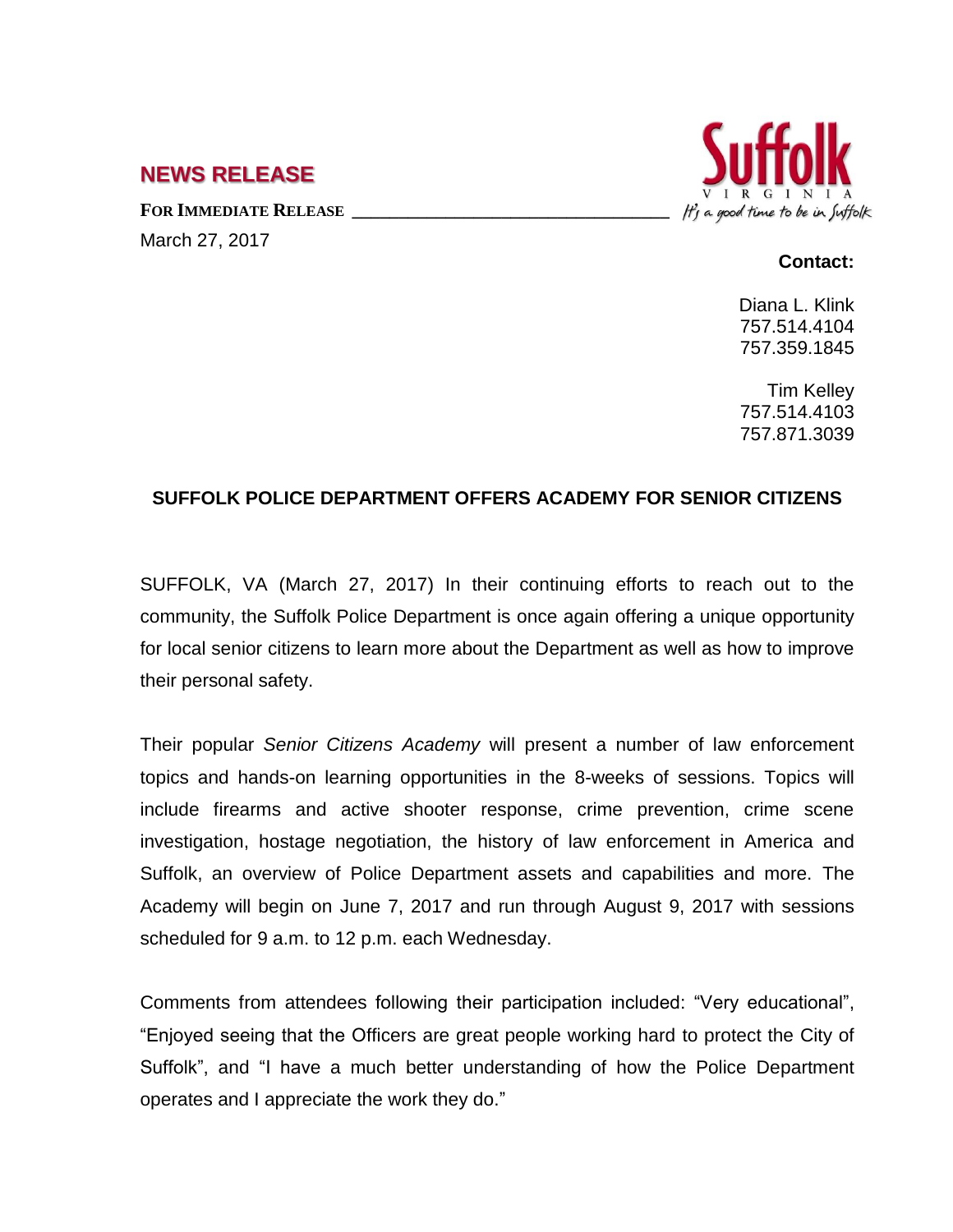## NEWS RELEASE

**FOR IMMEDIATE RELEASE**

March 27, 2017

Suffolk VIRGINIA It's a good time to be in Suffolk

**Contact:**

Diana L. Klink
757.514.4104
757.359.1845

Tim Kelley
757.514.4103
757.871.3039

### SUFFOLK POLICE DEPARTMENT OFFERS ACADEMY FOR SENIOR CITIZENS

SUFFOLK, VA (March 27, 2017) In their continuing efforts to reach out to the community, the Suffolk Police Department is once again offering a unique opportunity for local senior citizens to learn more about the Department as well as how to improve their personal safety.

Their popular *Senior Citizens Academy* will present a number of law enforcement topics and hands-on learning opportunities in the 8-weeks of sessions. Topics will include firearms and active shooter response, crime prevention, crime scene investigation, hostage negotiation, the history of law enforcement in America and Suffolk, an overview of Police Department assets and capabilities and more. The Academy will begin on June 7, 2017 and run through August 9, 2017 with sessions scheduled for 9 a.m. to 12 p.m. each Wednesday.

Comments from attendees following their participation included: "Very educational", "Enjoyed seeing that the Officers are great people working hard to protect the City of Suffolk", and "I have a much better understanding of how the Police Department operates and I appreciate the work they do."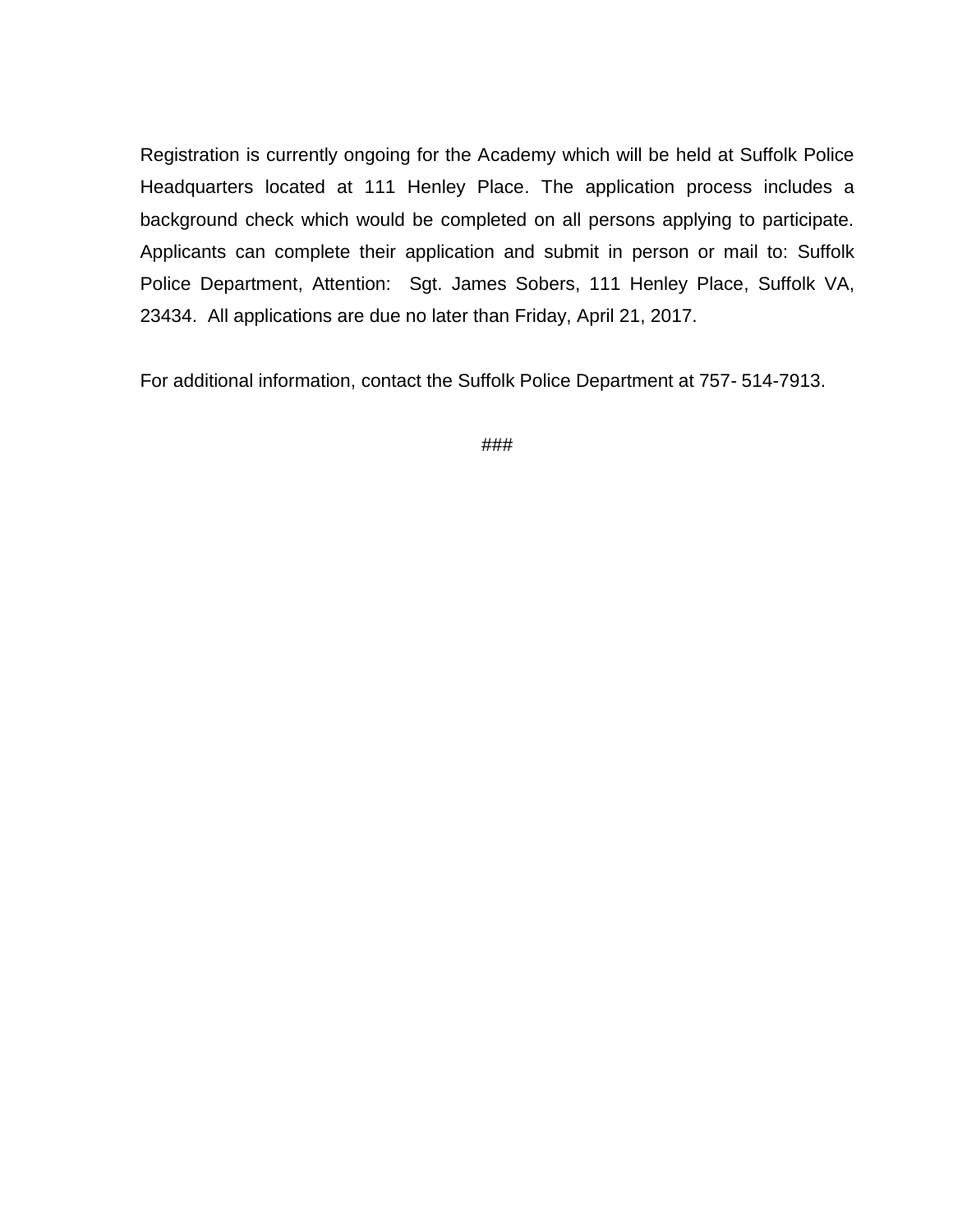Registration is currently ongoing for the Academy which will be held at Suffolk Police Headquarters located at 111 Henley Place. The application process includes a background check which would be completed on all persons applying to participate. Applicants can complete their application and submit in person or mail to: Suffolk Police Department, Attention: Sgt. James Sobers, 111 Henley Place, Suffolk VA, 23434. All applications are due no later than Friday, April 21, 2017.

For additional information, contact the Suffolk Police Department at 757- 514-7913.

###